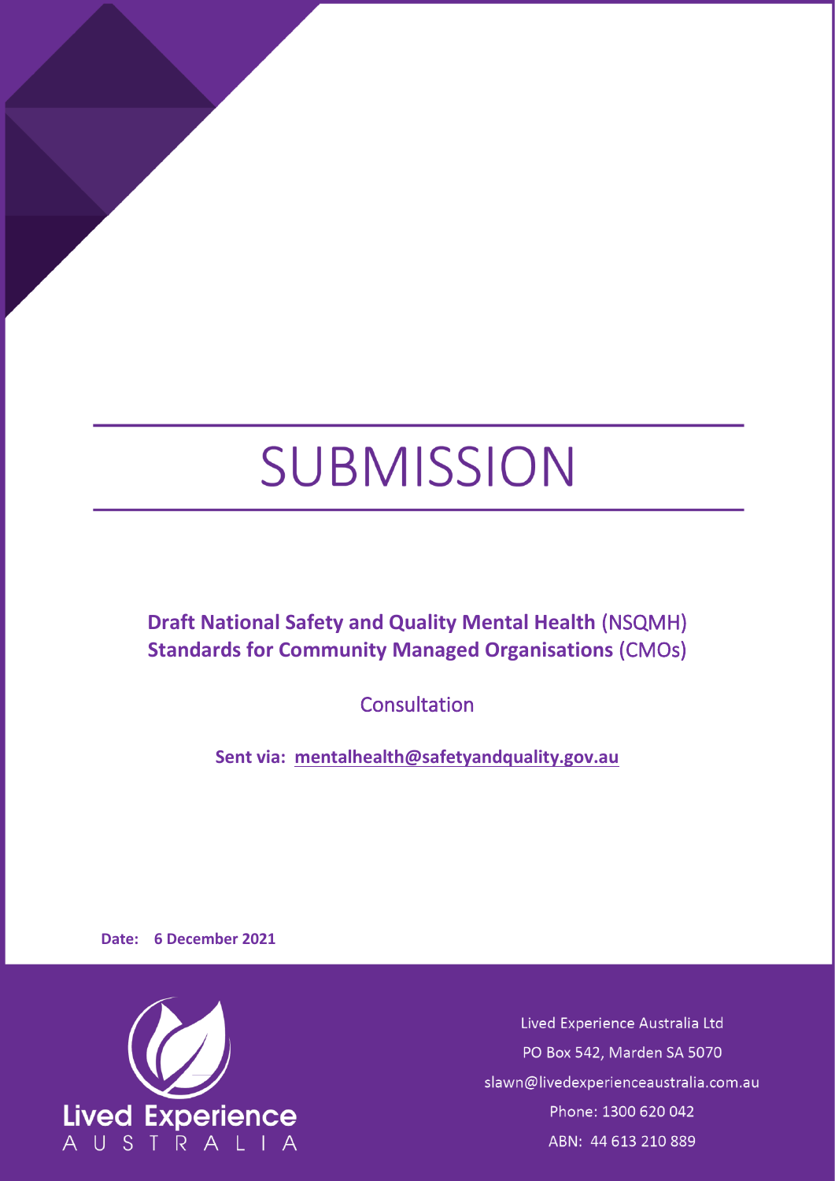# SUBMISSION

**Draft National Safety and Quality Mental Health** (NSQMH) **Standards for Community Managed Organisations** (CMOs)

Consultation

**Sent via: mentalhealth@safetyandquality.gov.au**

**Date: 6 December 2021**

Lived Experience Australia Ltd
PO Box 542, Marden SA 5070
slawn@livedexperienceaustralia.com.au
Phone: 1300 620 042
ABN: 44 613 210 889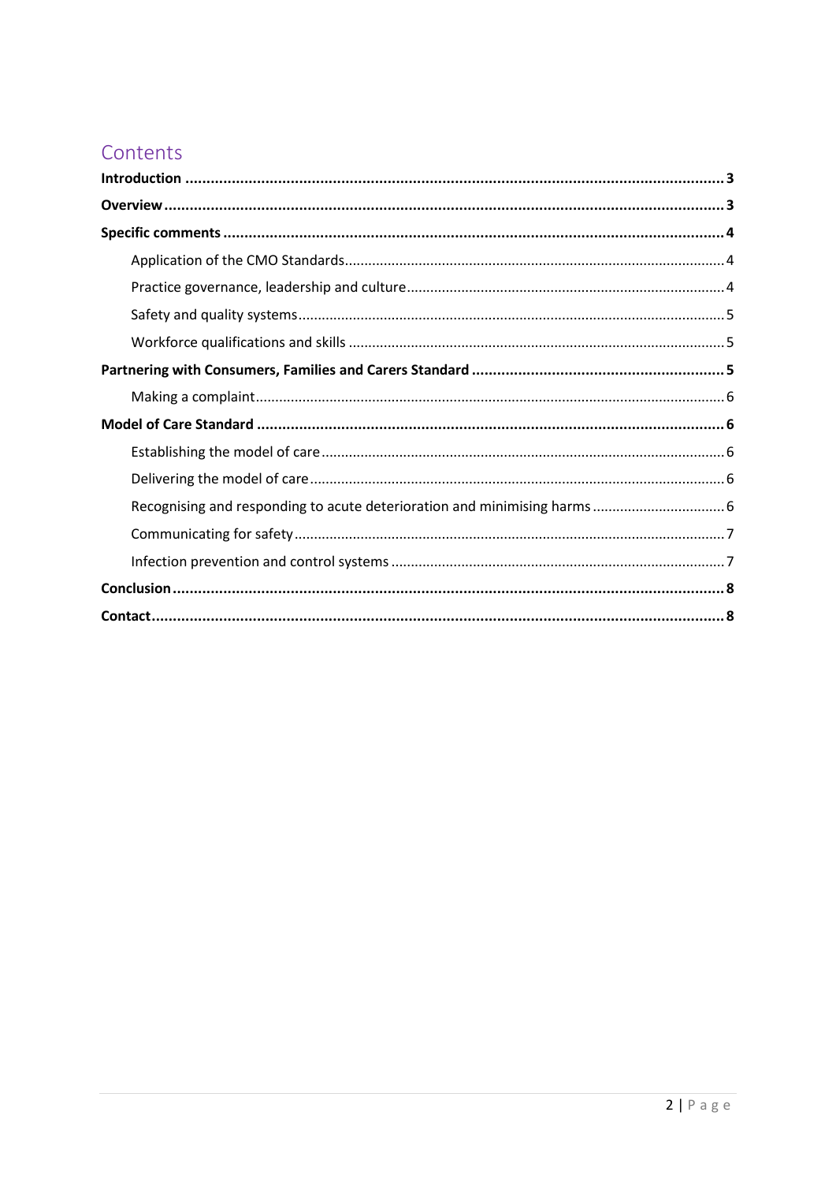# Contents

**Introduction** ..... **3**

**Overview** ..... **3**

**Specific comments** ..... **4**

- Application of the CMO Standards ..... 4
- Practice governance, leadership and culture ..... 4
- Safety and quality systems ..... 5
- Workforce qualifications and skills ..... 5

**Partnering with Consumers, Families and Carers Standard** ..... **5**

- Making a complaint ..... 6

**Model of Care Standard** ..... **6**

- Establishing the model of care ..... 6
- Delivering the model of care ..... 6
- Recognising and responding to acute deterioration and minimising harms ..... 6
- Communicating for safety ..... 7
- Infection prevention and control systems ..... 7

**Conclusion** ..... **8**

**Contact** ..... **8**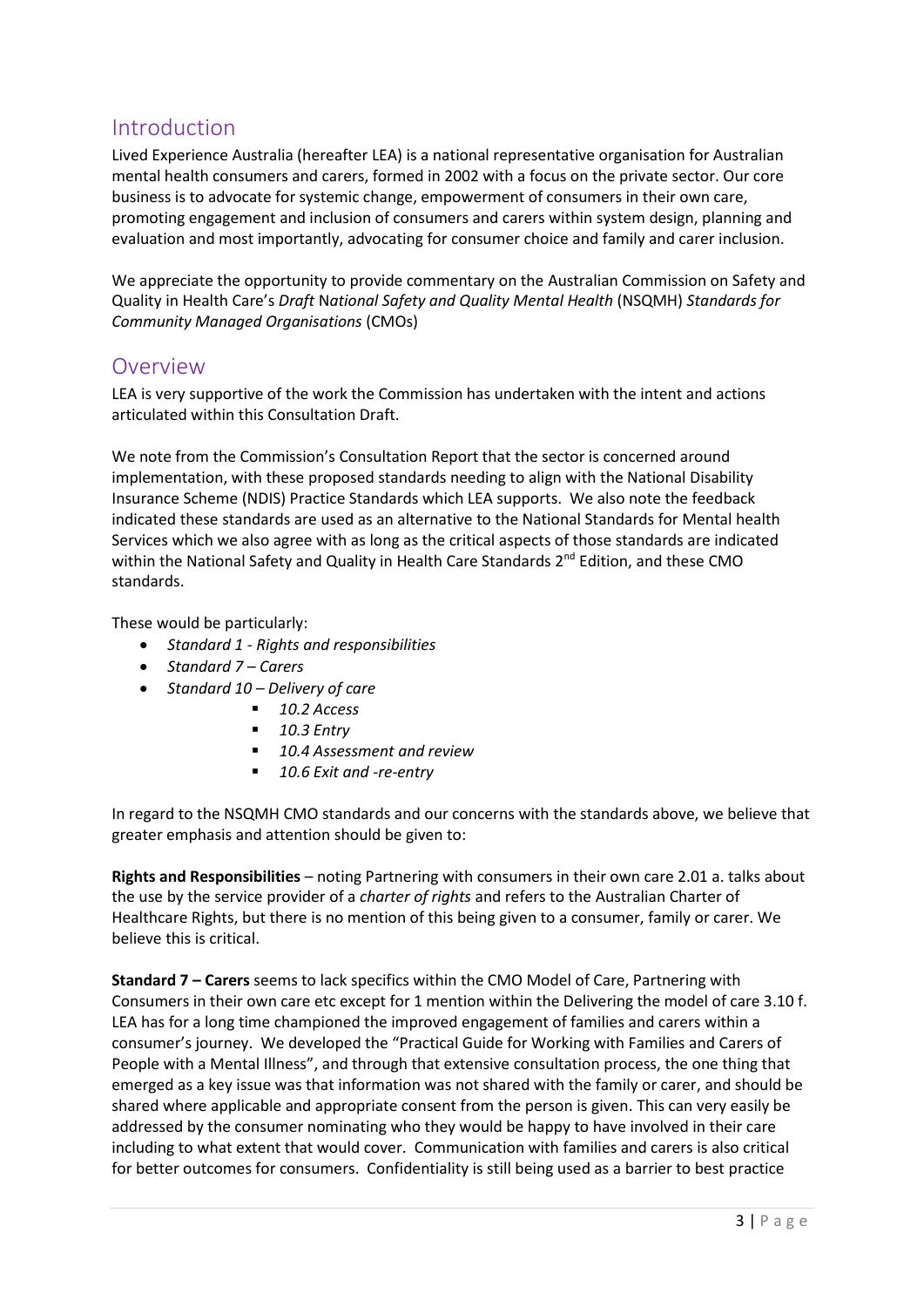## Introduction

Lived Experience Australia (hereafter LEA) is a national representative organisation for Australian mental health consumers and carers, formed in 2002 with a focus on the private sector. Our core business is to advocate for systemic change, empowerment of consumers in their own care, promoting engagement and inclusion of consumers and carers within system design, planning and evaluation and most importantly, advocating for consumer choice and family and carer inclusion.

We appreciate the opportunity to provide commentary on the Australian Commission on Safety and Quality in Health Care's *Draft National Safety and Quality Mental Health* (NSQMH) *Standards for Community Managed Organisations* (CMOs)

## Overview

LEA is very supportive of the work the Commission has undertaken with the intent and actions articulated within this Consultation Draft.

We note from the Commission's Consultation Report that the sector is concerned around implementation, with these proposed standards needing to align with the National Disability Insurance Scheme (NDIS) Practice Standards which LEA supports. We also note the feedback indicated these standards are used as an alternative to the National Standards for Mental health Services which we also agree with as long as the critical aspects of those standards are indicated within the National Safety and Quality in Health Care Standards 2nd Edition, and these CMO standards.

These would be particularly:

- *Standard 1 - Rights and responsibilities*
- *Standard 7 – Carers*
- *Standard 10 – Delivery of care*
    - *10.2 Access*
    - *10.3 Entry*
    - *10.4 Assessment and review*
    - *10.6 Exit and -re-entry*

In regard to the NSQMH CMO standards and our concerns with the standards above, we believe that greater emphasis and attention should be given to:

**Rights and Responsibilities** – noting Partnering with consumers in their own care 2.01 a. talks about the use by the service provider of a *charter of rights* and refers to the Australian Charter of Healthcare Rights, but there is no mention of this being given to a consumer, family or carer. We believe this is critical.

**Standard 7 – Carers** seems to lack specifics within the CMO Model of Care, Partnering with Consumers in their own care etc except for 1 mention within the Delivering the model of care 3.10 f. LEA has for a long time championed the improved engagement of families and carers within a consumer's journey. We developed the "Practical Guide for Working with Families and Carers of People with a Mental Illness", and through that extensive consultation process, the one thing that emerged as a key issue was that information was not shared with the family or carer, and should be shared where applicable and appropriate consent from the person is given. This can very easily be addressed by the consumer nominating who they would be happy to have involved in their care including to what extent that would cover. Communication with families and carers is also critical for better outcomes for consumers. Confidentiality is still being used as a barrier to best practice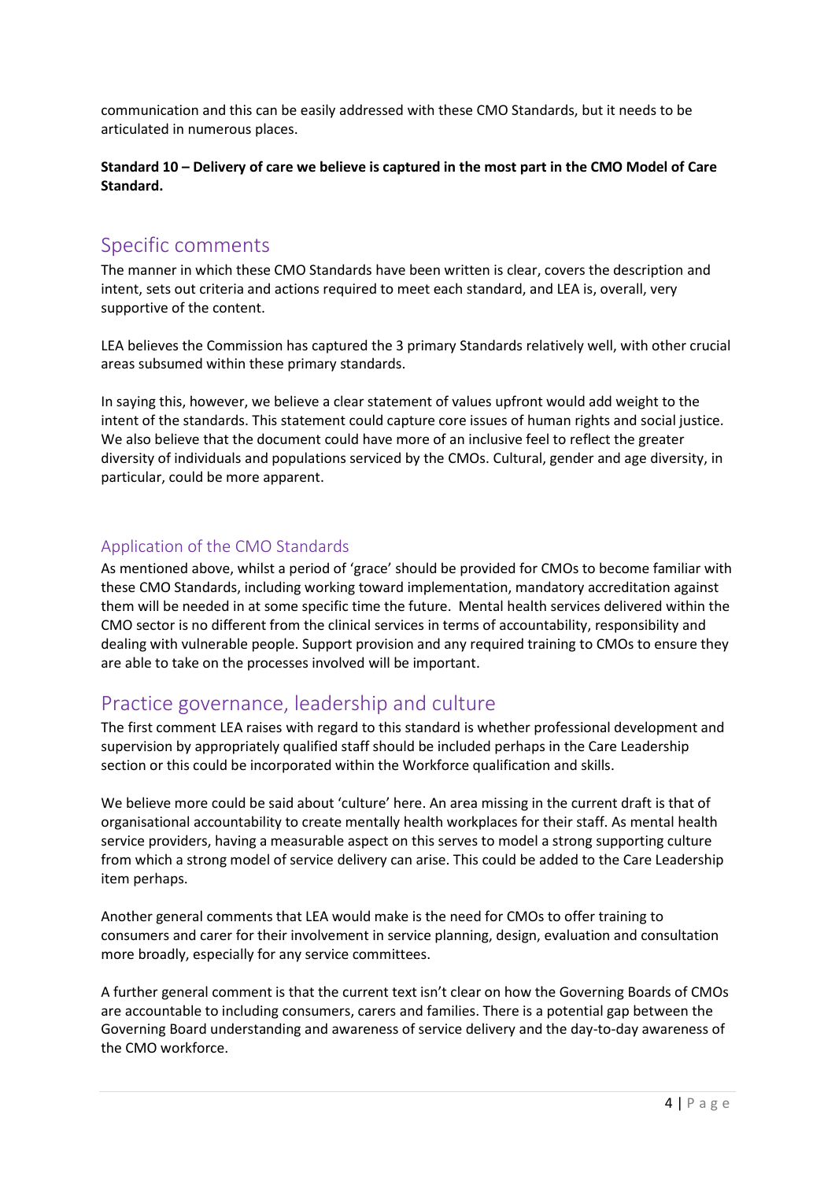communication and this can be easily addressed with these CMO Standards, but it needs to be articulated in numerous places.

**Standard 10 – Delivery of care we believe is captured in the most part in the CMO Model of Care Standard.**

## Specific comments

The manner in which these CMO Standards have been written is clear, covers the description and intent, sets out criteria and actions required to meet each standard, and LEA is, overall, very supportive of the content.

LEA believes the Commission has captured the 3 primary Standards relatively well, with other crucial areas subsumed within these primary standards.

In saying this, however, we believe a clear statement of values upfront would add weight to the intent of the standards. This statement could capture core issues of human rights and social justice. We also believe that the document could have more of an inclusive feel to reflect the greater diversity of individuals and populations serviced by the CMOs. Cultural, gender and age diversity, in particular, could be more apparent.

### Application of the CMO Standards

As mentioned above, whilst a period of 'grace' should be provided for CMOs to become familiar with these CMO Standards, including working toward implementation, mandatory accreditation against them will be needed in at some specific time the future. Mental health services delivered within the CMO sector is no different from the clinical services in terms of accountability, responsibility and dealing with vulnerable people. Support provision and any required training to CMOs to ensure they are able to take on the processes involved will be important.

## Practice governance, leadership and culture

The first comment LEA raises with regard to this standard is whether professional development and supervision by appropriately qualified staff should be included perhaps in the Care Leadership section or this could be incorporated within the Workforce qualification and skills.

We believe more could be said about 'culture' here. An area missing in the current draft is that of organisational accountability to create mentally health workplaces for their staff. As mental health service providers, having a measurable aspect on this serves to model a strong supporting culture from which a strong model of service delivery can arise. This could be added to the Care Leadership item perhaps.

Another general comments that LEA would make is the need for CMOs to offer training to consumers and carer for their involvement in service planning, design, evaluation and consultation more broadly, especially for any service committees.

A further general comment is that the current text isn't clear on how the Governing Boards of CMOs are accountable to including consumers, carers and families. There is a potential gap between the Governing Board understanding and awareness of service delivery and the day-to-day awareness of the CMO workforce.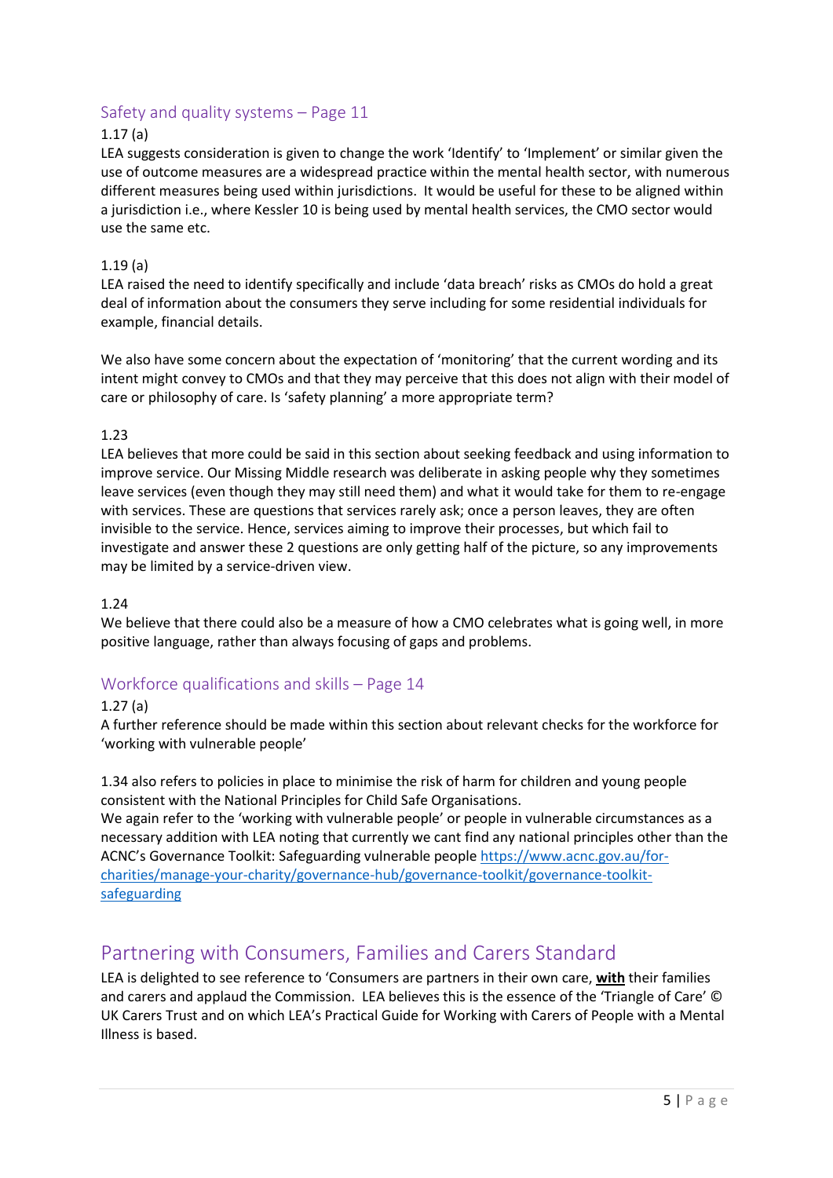## Safety and quality systems – Page 11

1.17 (a)

LEA suggests consideration is given to change the work 'Identify' to 'Implement' or similar given the use of outcome measures are a widespread practice within the mental health sector, with numerous different measures being used within jurisdictions. It would be useful for these to be aligned within a jurisdiction i.e., where Kessler 10 is being used by mental health services, the CMO sector would use the same etc.

1.19 (a)

LEA raised the need to identify specifically and include 'data breach' risks as CMOs do hold a great deal of information about the consumers they serve including for some residential individuals for example, financial details.

We also have some concern about the expectation of 'monitoring' that the current wording and its intent might convey to CMOs and that they may perceive that this does not align with their model of care or philosophy of care. Is 'safety planning' a more appropriate term?

1.23

LEA believes that more could be said in this section about seeking feedback and using information to improve service. Our Missing Middle research was deliberate in asking people why they sometimes leave services (even though they may still need them) and what it would take for them to re-engage with services. These are questions that services rarely ask; once a person leaves, they are often invisible to the service. Hence, services aiming to improve their processes, but which fail to investigate and answer these 2 questions are only getting half of the picture, so any improvements may be limited by a service-driven view.

1.24

We believe that there could also be a measure of how a CMO celebrates what is going well, in more positive language, rather than always focusing of gaps and problems.

## Workforce qualifications and skills – Page 14

1.27 (a)

A further reference should be made within this section about relevant checks for the workforce for 'working with vulnerable people'

1.34 also refers to policies in place to minimise the risk of harm for children and young people consistent with the National Principles for Child Safe Organisations.

We again refer to the 'working with vulnerable people' or people in vulnerable circumstances as a necessary addition with LEA noting that currently we cant find any national principles other than the ACNC's Governance Toolkit: Safeguarding vulnerable people https://www.acnc.gov.au/for-charities/manage-your-charity/governance-hub/governance-toolkit/governance-toolkit-safeguarding

# Partnering with Consumers, Families and Carers Standard

LEA is delighted to see reference to 'Consumers are partners in their own care, **with** their families and carers and applaud the Commission. LEA believes this is the essence of the 'Triangle of Care' © UK Carers Trust and on which LEA's Practical Guide for Working with Carers of People with a Mental Illness is based.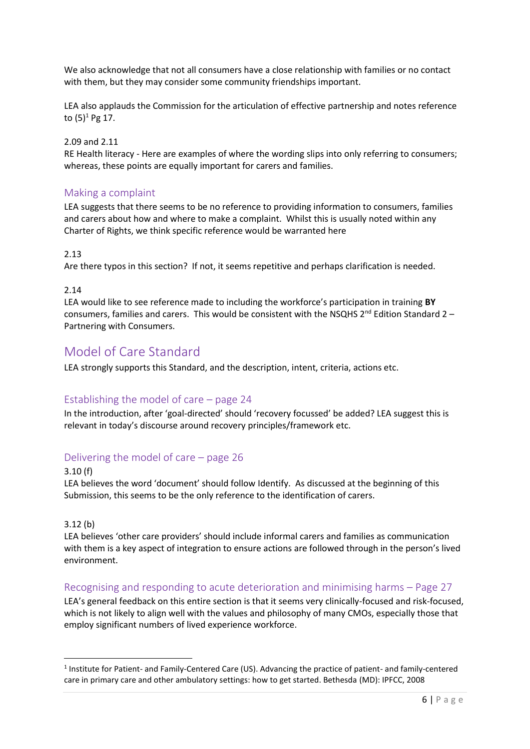We also acknowledge that not all consumers have a close relationship with families or no contact with them, but they may consider some community friendships important.

LEA also applauds the Commission for the articulation of effective partnership and notes reference to (5)[1] Pg 17.

2.09 and 2.11
RE Health literacy - Here are examples of where the wording slips into only referring to consumers; whereas, these points are equally important for carers and families.

### Making a complaint

LEA suggests that there seems to be no reference to providing information to consumers, families and carers about how and where to make a complaint. Whilst this is usually noted within any Charter of Rights, we think specific reference would be warranted here

2.13
Are there typos in this section? If not, it seems repetitive and perhaps clarification is needed.

2.14
LEA would like to see reference made to including the workforce's participation in training **BY** consumers, families and carers. This would be consistent with the NSQHS 2nd Edition Standard 2 – Partnering with Consumers.

## Model of Care Standard

LEA strongly supports this Standard, and the description, intent, criteria, actions etc.

### Establishing the model of care – page 24

In the introduction, after 'goal-directed' should 'recovery focussed' be added? LEA suggest this is relevant in today's discourse around recovery principles/framework etc.

### Delivering the model of care – page 26

3.10 (f)
LEA believes the word 'document' should follow Identify. As discussed at the beginning of this Submission, this seems to be the only reference to the identification of carers.

3.12 (b)
LEA believes 'other care providers' should include informal carers and families as communication with them is a key aspect of integration to ensure actions are followed through in the person's lived environment.

### Recognising and responding to acute deterioration and minimising harms – Page 27

LEA's general feedback on this entire section is that it seems very clinically-focused and risk-focused, which is not likely to align well with the values and philosophy of many CMOs, especially those that employ significant numbers of lived experience workforce.

---

[1] Institute for Patient- and Family-Centered Care (US). Advancing the practice of patient- and family-centered care in primary care and other ambulatory settings: how to get started. Bethesda (MD): IPFCC, 2008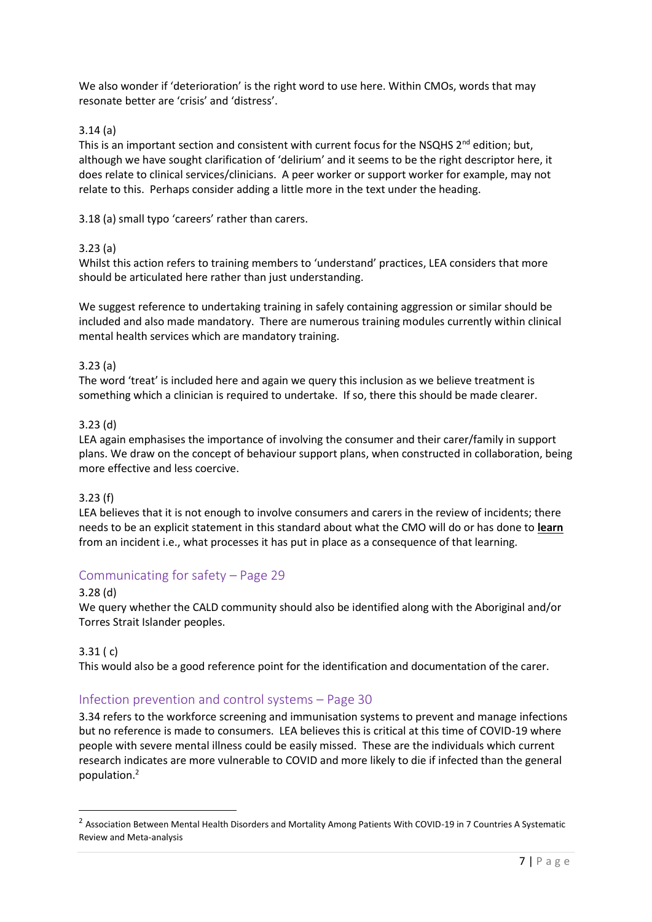We also wonder if 'deterioration' is the right word to use here. Within CMOs, words that may resonate better are 'crisis' and 'distress'.

3.14 (a)
This is an important section and consistent with current focus for the NSQHS 2nd edition; but, although we have sought clarification of 'delirium' and it seems to be the right descriptor here, it does relate to clinical services/clinicians. A peer worker or support worker for example, may not relate to this. Perhaps consider adding a little more in the text under the heading.

3.18 (a) small typo 'careers' rather than carers.

3.23 (a)
Whilst this action refers to training members to 'understand' practices, LEA considers that more should be articulated here rather than just understanding.

We suggest reference to undertaking training in safely containing aggression or similar should be included and also made mandatory. There are numerous training modules currently within clinical mental health services which are mandatory training.

3.23 (a)
The word 'treat' is included here and again we query this inclusion as we believe treatment is something which a clinician is required to undertake. If so, there this should be made clearer.

3.23 (d)
LEA again emphasises the importance of involving the consumer and their carer/family in support plans. We draw on the concept of behaviour support plans, when constructed in collaboration, being more effective and less coercive.

3.23 (f)
LEA believes that it is not enough to involve consumers and carers in the review of incidents; there needs to be an explicit statement in this standard about what the CMO will do or has done to **learn** from an incident i.e., what processes it has put in place as a consequence of that learning.

## Communicating for safety – Page 29

3.28 (d)
We query whether the CALD community should also be identified along with the Aboriginal and/or Torres Strait Islander peoples.

3.31 ( c)
This would also be a good reference point for the identification and documentation of the carer.

## Infection prevention and control systems – Page 30

3.34 refers to the workforce screening and immunisation systems to prevent and manage infections but no reference is made to consumers. LEA believes this is critical at this time of COVID-19 where people with severe mental illness could be easily missed. These are the individuals which current research indicates are more vulnerable to COVID and more likely to die if infected than the general population.[2]

[2] Association Between Mental Health Disorders and Mortality Among Patients With COVID-19 in 7 Countries A Systematic Review and Meta-analysis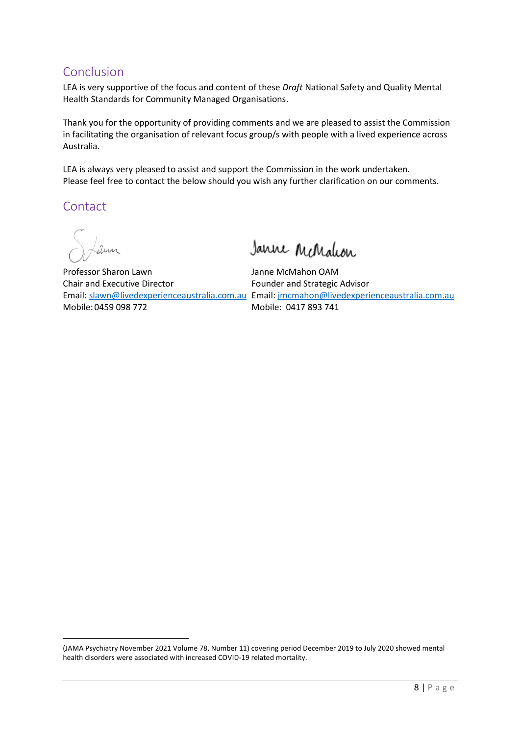## Conclusion

LEA is very supportive of the focus and content of these *Draft* National Safety and Quality Mental Health Standards for Community Managed Organisations.

Thank you for the opportunity of providing comments and we are pleased to assist the Commission in facilitating the organisation of relevant focus group/s with people with a lived experience across Australia.

LEA is always very pleased to assist and support the Commission in the work undertaken.
Please feel free to contact the below should you wish any further clarification on our comments.

## Contact

Professor Sharon Lawn
Chair and Executive Director
Email: slawn@livedexperienceaustralia.com.au
Mobile: 0459 098 772

Janne McMahon OAM
Founder and Strategic Advisor
Email: jmcmahon@livedexperienceaustralia.com.au
Mobile: 0417 893 741

---

(JAMA Psychiatry November 2021 Volume 78, Number 11) covering period December 2019 to July 2020 showed mental health disorders were associated with increased COVID-19 related mortality.